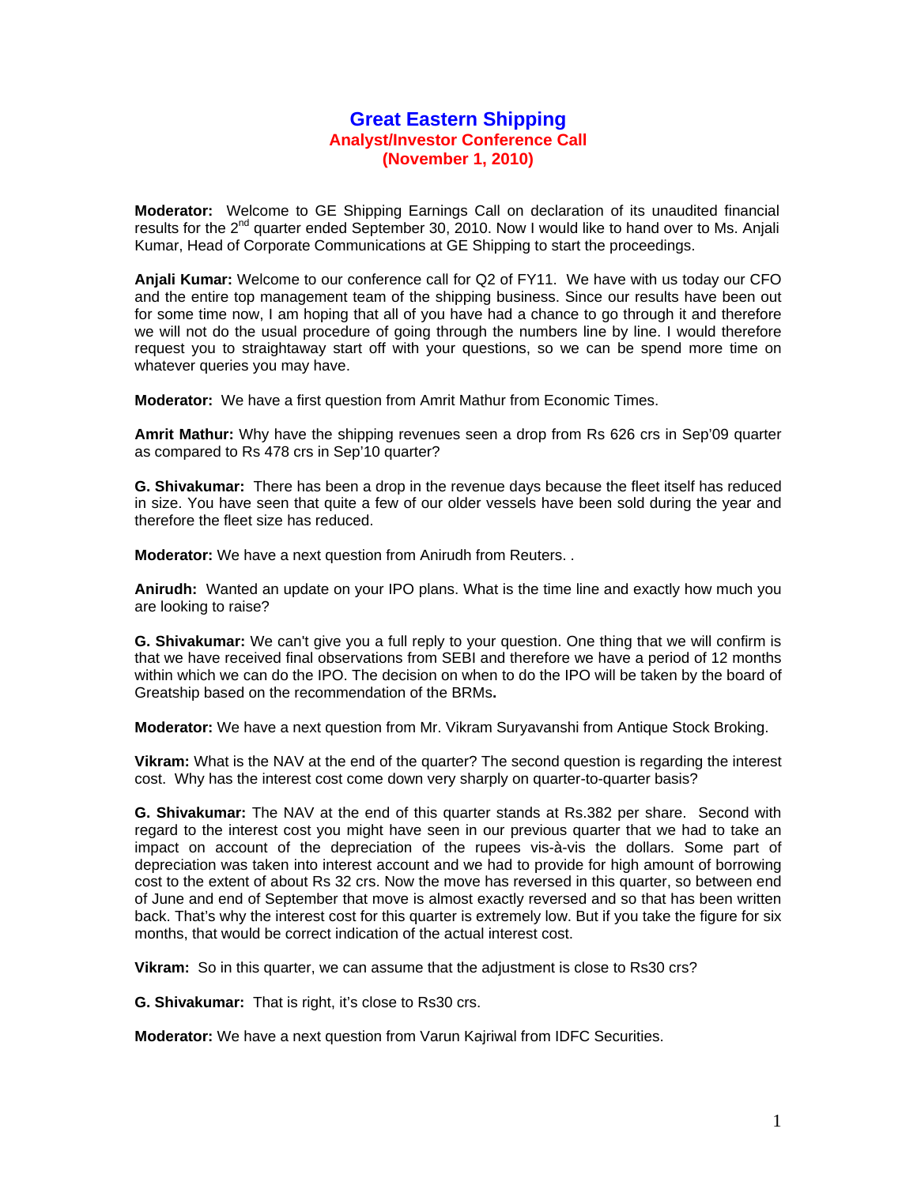# Great Eastern Shipping

## Analyst/Investor Conference Call

## (November 1, 2010)

**Moderator:** Welcome to GE Shipping Earnings Call on declaration of its unaudited financial results for the 2nd quarter ended September 30, 2010. Now I would like to hand over to Ms. Anjali Kumar, Head of Corporate Communications at GE Shipping to start the proceedings.

**Anjali Kumar:** Welcome to our conference call for Q2 of FY11. We have with us today our CFO and the entire top management team of the shipping business. Since our results have been out for some time now, I am hoping that all of you have had a chance to go through it and therefore we will not do the usual procedure of going through the numbers line by line. I would therefore request you to straightaway start off with your questions, so we can be spend more time on whatever queries you may have.

**Moderator:** We have a first question from Amrit Mathur from Economic Times.

**Amrit Mathur:** Why have the shipping revenues seen a drop from Rs 626 crs in Sep'09 quarter as compared to Rs 478 crs in Sep'10 quarter?

**G. Shivakumar:** There has been a drop in the revenue days because the fleet itself has reduced in size. You have seen that quite a few of our older vessels have been sold during the year and therefore the fleet size has reduced.

**Moderator:** We have a next question from Anirudh from Reuters. .

**Anirudh:** Wanted an update on your IPO plans. What is the time line and exactly how much you are looking to raise?

**G. Shivakumar:** We can't give you a full reply to your question. One thing that we will confirm is that we have received final observations from SEBI and therefore we have a period of 12 months within which we can do the IPO. The decision on when to do the IPO will be taken by the board of Greatship based on the recommendation of the BRMs**.**

**Moderator:** We have a next question from Mr. Vikram Suryavanshi from Antique Stock Broking.

**Vikram:** What is the NAV at the end of the quarter? The second question is regarding the interest cost. Why has the interest cost come down very sharply on quarter-to-quarter basis?

**G. Shivakumar:** The NAV at the end of this quarter stands at Rs.382 per share. Second with regard to the interest cost you might have seen in our previous quarter that we had to take an impact on account of the depreciation of the rupees vis-à-vis the dollars. Some part of depreciation was taken into interest account and we had to provide for high amount of borrowing cost to the extent of about Rs 32 crs. Now the move has reversed in this quarter, so between end of June and end of September that move is almost exactly reversed and so that has been written back. That's why the interest cost for this quarter is extremely low. But if you take the figure for six months, that would be correct indication of the actual interest cost.

**Vikram:** So in this quarter, we can assume that the adjustment is close to Rs30 crs?

**G. Shivakumar:** That is right, it's close to Rs30 crs.

**Moderator:** We have a next question from Varun Kajriwal from IDFC Securities.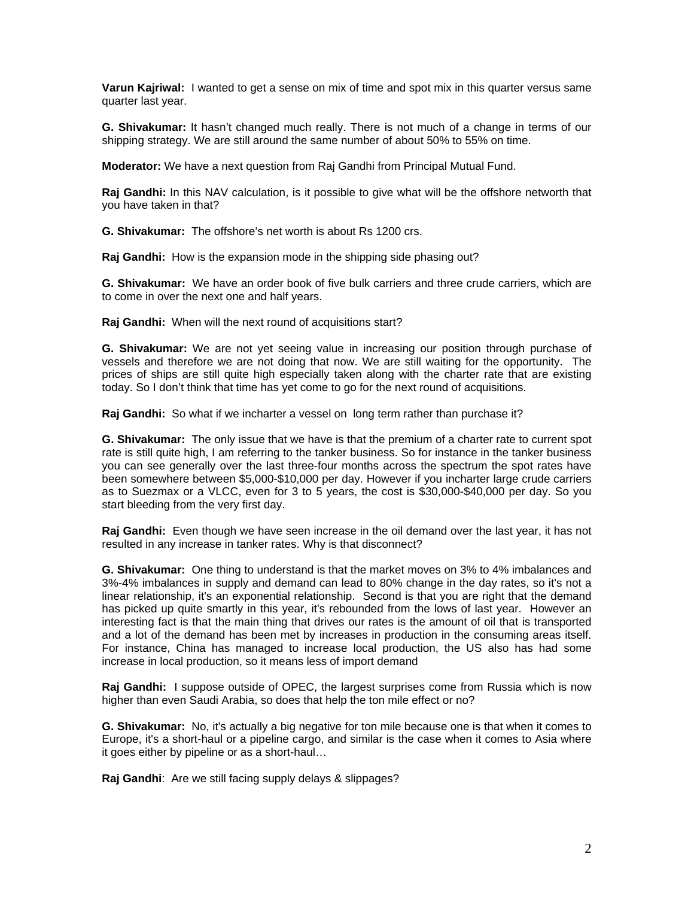**Varun Kajriwal:** I wanted to get a sense on mix of time and spot mix in this quarter versus same quarter last year.

**G. Shivakumar:** It hasn't changed much really. There is not much of a change in terms of our shipping strategy. We are still around the same number of about 50% to 55% on time.

**Moderator:** We have a next question from Raj Gandhi from Principal Mutual Fund.

**Raj Gandhi:** In this NAV calculation, is it possible to give what will be the offshore networth that you have taken in that?

**G. Shivakumar:** The offshore's net worth is about Rs 1200 crs.

**Raj Gandhi:** How is the expansion mode in the shipping side phasing out?

**G. Shivakumar:** We have an order book of five bulk carriers and three crude carriers, which are to come in over the next one and half years.

**Raj Gandhi:** When will the next round of acquisitions start?

**G. Shivakumar:** We are not yet seeing value in increasing our position through purchase of vessels and therefore we are not doing that now. We are still waiting for the opportunity. The prices of ships are still quite high especially taken along with the charter rate that are existing today. So I don't think that time has yet come to go for the next round of acquisitions.

**Raj Gandhi:** So what if we incharter a vessel on long term rather than purchase it?

**G. Shivakumar:** The only issue that we have is that the premium of a charter rate to current spot rate is still quite high, I am referring to the tanker business. So for instance in the tanker business you can see generally over the last three-four months across the spectrum the spot rates have been somewhere between $5,000-$10,000 per day. However if you incharter large crude carriers as to Suezmax or a VLCC, even for 3 to 5 years, the cost is $30,000-$40,000 per day. So you start bleeding from the very first day.

**Raj Gandhi:** Even though we have seen increase in the oil demand over the last year, it has not resulted in any increase in tanker rates. Why is that disconnect?

**G. Shivakumar:** One thing to understand is that the market moves on 3% to 4% imbalances and 3%-4% imbalances in supply and demand can lead to 80% change in the day rates, so it's not a linear relationship, it's an exponential relationship. Second is that you are right that the demand has picked up quite smartly in this year, it's rebounded from the lows of last year. However an interesting fact is that the main thing that drives our rates is the amount of oil that is transported and a lot of the demand has been met by increases in production in the consuming areas itself. For instance, China has managed to increase local production, the US also has had some increase in local production, so it means less of import demand

**Raj Gandhi:** I suppose outside of OPEC, the largest surprises come from Russia which is now higher than even Saudi Arabia, so does that help the ton mile effect or no?

**G. Shivakumar:** No, it's actually a big negative for ton mile because one is that when it comes to Europe, it's a short-haul or a pipeline cargo, and similar is the case when it comes to Asia where it goes either by pipeline or as a short-haul…

**Raj Gandhi**: Are we still facing supply delays & slippages?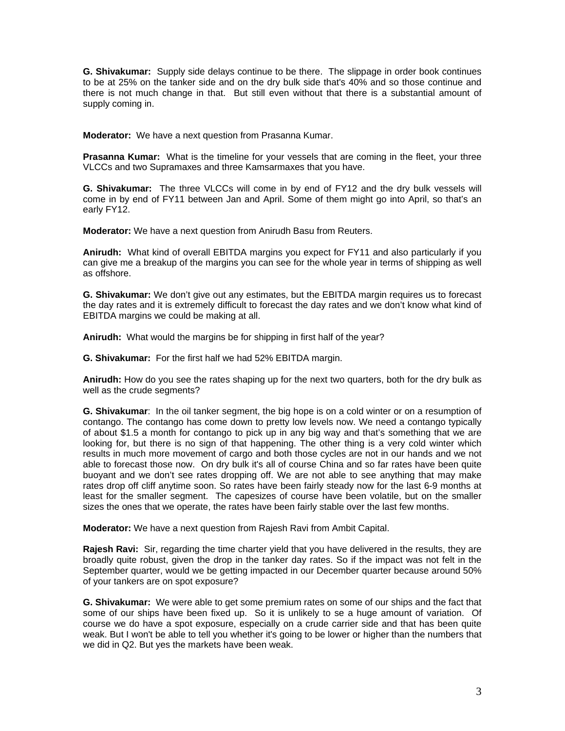**G. Shivakumar:** Supply side delays continue to be there. The slippage in order book continues to be at 25% on the tanker side and on the dry bulk side that's 40% and so those continue and there is not much change in that. But still even without that there is a substantial amount of supply coming in.

**Moderator:** We have a next question from Prasanna Kumar.

**Prasanna Kumar:** What is the timeline for your vessels that are coming in the fleet, your three VLCCs and two Supramaxes and three Kamsarmaxes that you have.

**G. Shivakumar:** The three VLCCs will come in by end of FY12 and the dry bulk vessels will come in by end of FY11 between Jan and April. Some of them might go into April, so that's an early FY12.

**Moderator:** We have a next question from Anirudh Basu from Reuters.

**Anirudh:** What kind of overall EBITDA margins you expect for FY11 and also particularly if you can give me a breakup of the margins you can see for the whole year in terms of shipping as well as offshore.

**G. Shivakumar:** We don't give out any estimates, but the EBITDA margin requires us to forecast the day rates and it is extremely difficult to forecast the day rates and we don't know what kind of EBITDA margins we could be making at all.

**Anirudh:** What would the margins be for shipping in first half of the year?

**G. Shivakumar:** For the first half we had 52% EBITDA margin.

**Anirudh:** How do you see the rates shaping up for the next two quarters, both for the dry bulk as well as the crude segments?

**G. Shivakumar**: In the oil tanker segment, the big hope is on a cold winter or on a resumption of contango. The contango has come down to pretty low levels now. We need a contango typically of about $1.5 a month for contango to pick up in any big way and that's something that we are looking for, but there is no sign of that happening. The other thing is a very cold winter which results in much more movement of cargo and both those cycles are not in our hands and we not able to forecast those now. On dry bulk it's all of course China and so far rates have been quite buoyant and we don't see rates dropping off. We are not able to see anything that may make rates drop off cliff anytime soon. So rates have been fairly steady now for the last 6-9 months at least for the smaller segment. The capesizes of course have been volatile, but on the smaller sizes the ones that we operate, the rates have been fairly stable over the last few months.

**Moderator:** We have a next question from Rajesh Ravi from Ambit Capital.

**Rajesh Ravi:** Sir, regarding the time charter yield that you have delivered in the results, they are broadly quite robust, given the drop in the tanker day rates. So if the impact was not felt in the September quarter, would we be getting impacted in our December quarter because around 50% of your tankers are on spot exposure?

**G. Shivakumar:** We were able to get some premium rates on some of our ships and the fact that some of our ships have been fixed up. So it is unlikely to se a huge amount of variation. Of course we do have a spot exposure, especially on a crude carrier side and that has been quite weak. But I won't be able to tell you whether it's going to be lower or higher than the numbers that we did in Q2. But yes the markets have been weak.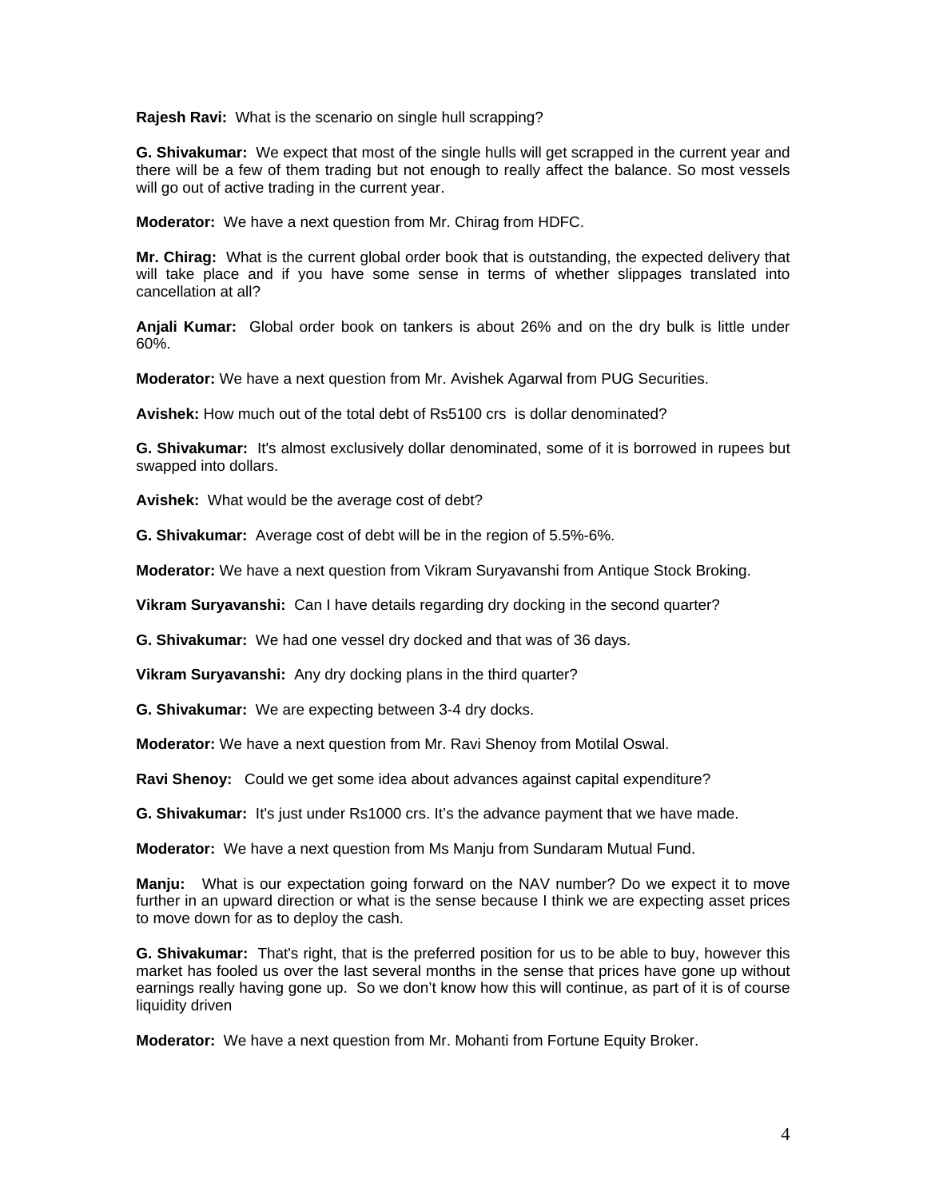**Rajesh Ravi:** What is the scenario on single hull scrapping?

**G. Shivakumar:** We expect that most of the single hulls will get scrapped in the current year and there will be a few of them trading but not enough to really affect the balance. So most vessels will go out of active trading in the current year.

**Moderator:** We have a next question from Mr. Chirag from HDFC.

**Mr. Chirag:** What is the current global order book that is outstanding, the expected delivery that will take place and if you have some sense in terms of whether slippages translated into cancellation at all?

**Anjali Kumar:** Global order book on tankers is about 26% and on the dry bulk is little under 60%.

**Moderator:** We have a next question from Mr. Avishek Agarwal from PUG Securities.

**Avishek:** How much out of the total debt of Rs5100 crs is dollar denominated?

**G. Shivakumar:** It's almost exclusively dollar denominated, some of it is borrowed in rupees but swapped into dollars.

**Avishek:** What would be the average cost of debt?

**G. Shivakumar:** Average cost of debt will be in the region of 5.5%-6%.

**Moderator:** We have a next question from Vikram Suryavanshi from Antique Stock Broking.

**Vikram Suryavanshi:** Can I have details regarding dry docking in the second quarter?

**G. Shivakumar:** We had one vessel dry docked and that was of 36 days.

**Vikram Suryavanshi:** Any dry docking plans in the third quarter?

**G. Shivakumar:** We are expecting between 3-4 dry docks.

**Moderator:** We have a next question from Mr. Ravi Shenoy from Motilal Oswal.

**Ravi Shenoy:** Could we get some idea about advances against capital expenditure?

**G. Shivakumar:** It's just under Rs1000 crs. It's the advance payment that we have made.

**Moderator:** We have a next question from Ms Manju from Sundaram Mutual Fund.

**Manju:** What is our expectation going forward on the NAV number? Do we expect it to move further in an upward direction or what is the sense because I think we are expecting asset prices to move down for as to deploy the cash.

**G. Shivakumar:** That's right, that is the preferred position for us to be able to buy, however this market has fooled us over the last several months in the sense that prices have gone up without earnings really having gone up. So we don't know how this will continue, as part of it is of course liquidity driven

**Moderator:** We have a next question from Mr. Mohanti from Fortune Equity Broker.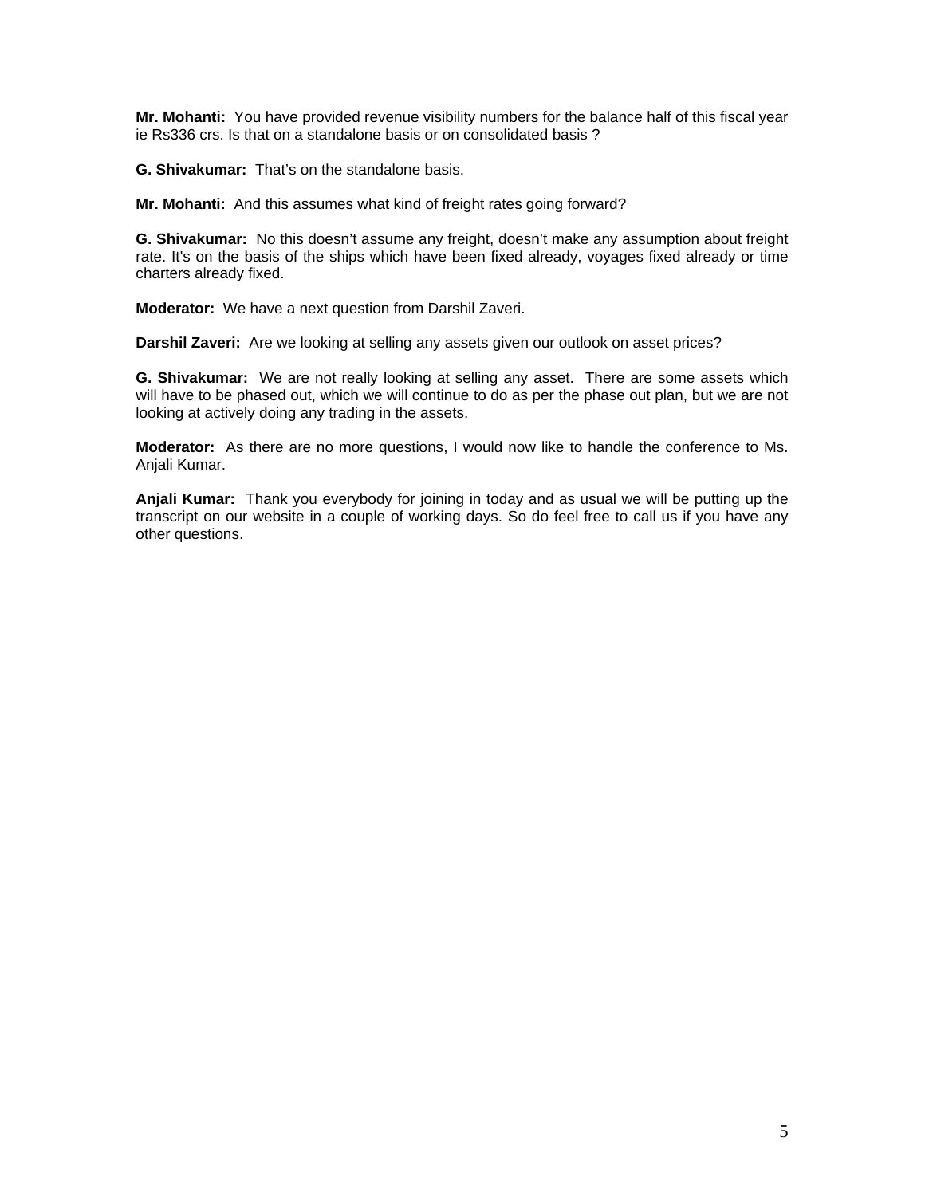**Mr. Mohanti:** You have provided revenue visibility numbers for the balance half of this fiscal year ie Rs336 crs. Is that on a standalone basis or on consolidated basis ?

**G. Shivakumar:** That's on the standalone basis.

**Mr. Mohanti:** And this assumes what kind of freight rates going forward?

**G. Shivakumar:** No this doesn't assume any freight, doesn't make any assumption about freight rate. It's on the basis of the ships which have been fixed already, voyages fixed already or time charters already fixed.

**Moderator:** We have a next question from Darshil Zaveri.

**Darshil Zaveri:** Are we looking at selling any assets given our outlook on asset prices?

**G. Shivakumar:** We are not really looking at selling any asset. There are some assets which will have to be phased out, which we will continue to do as per the phase out plan, but we are not looking at actively doing any trading in the assets.

**Moderator:** As there are no more questions, I would now like to handle the conference to Ms. Anjali Kumar.

**Anjali Kumar:** Thank you everybody for joining in today and as usual we will be putting up the transcript on our website in a couple of working days. So do feel free to call us if you have any other questions.